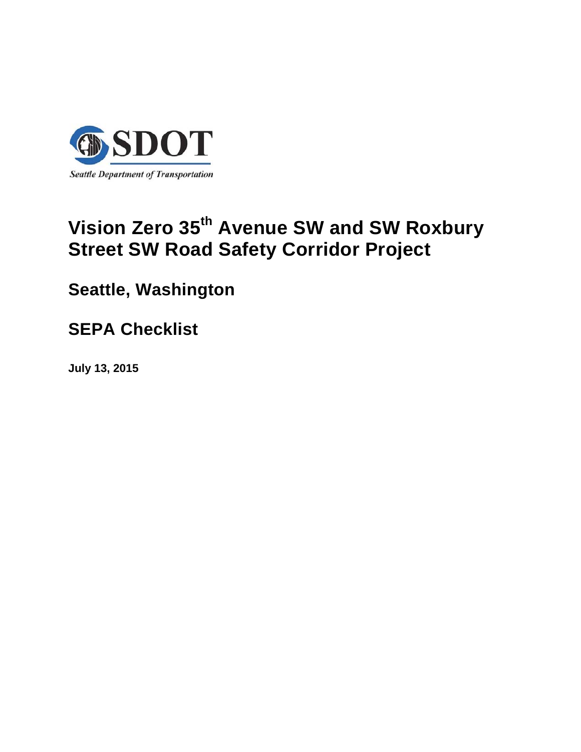SDOT

*Seattle Department of Transportation*

# Vision Zero 35th Avenue SW and SW Roxbury Street SW Road Safety Corridor Project

## Seattle, Washington

## SEPA Checklist

**July 13, 2015**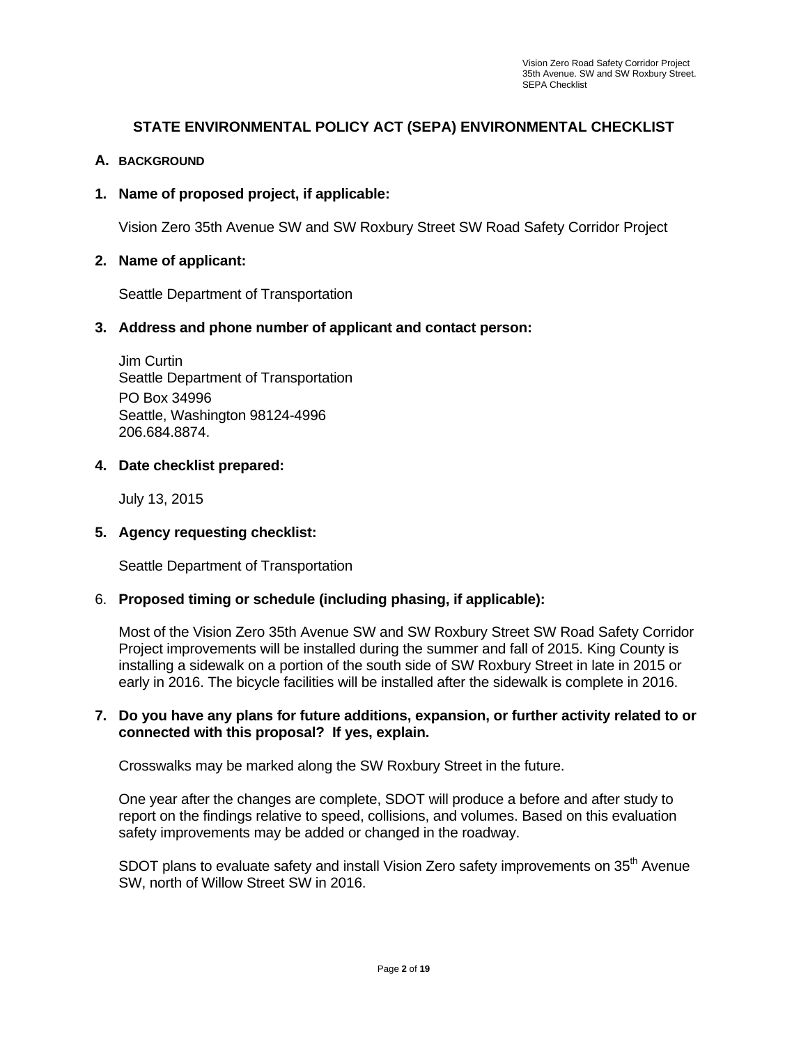## STATE ENVIRONMENTAL POLICY ACT (SEPA) ENVIRONMENTAL CHECKLIST

### A. BACKGROUND

**1. Name of proposed project, if applicable:**

Vision Zero 35th Avenue SW and SW Roxbury Street SW Road Safety Corridor Project

**2. Name of applicant:**

Seattle Department of Transportation

**3. Address and phone number of applicant and contact person:**

Jim Curtin
Seattle Department of Transportation
PO Box 34996
Seattle, Washington 98124-4996
206.684.8874.

**4. Date checklist prepared:**

July 13, 2015

**5. Agency requesting checklist:**

Seattle Department of Transportation

6. **Proposed timing or schedule (including phasing, if applicable):**

Most of the Vision Zero 35th Avenue SW and SW Roxbury Street SW Road Safety Corridor Project improvements will be installed during the summer and fall of 2015. King County is installing a sidewalk on a portion of the south side of SW Roxbury Street in late in 2015 or early in 2016. The bicycle facilities will be installed after the sidewalk is complete in 2016.

**7. Do you have any plans for future additions, expansion, or further activity related to or connected with this proposal? If yes, explain.**

Crosswalks may be marked along the SW Roxbury Street in the future.

One year after the changes are complete, SDOT will produce a before and after study to report on the findings relative to speed, collisions, and volumes. Based on this evaluation safety improvements may be added or changed in the roadway.

SDOT plans to evaluate safety and install Vision Zero safety improvements on 35th Avenue SW, north of Willow Street SW in 2016.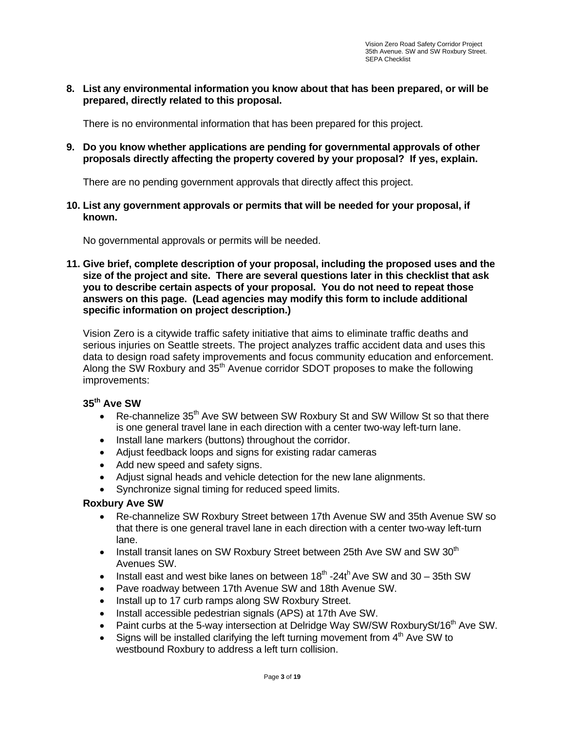**8. List any environmental information you know about that has been prepared, or will be prepared, directly related to this proposal.**

There is no environmental information that has been prepared for this project.

**9. Do you know whether applications are pending for governmental approvals of other proposals directly affecting the property covered by your proposal? If yes, explain.**

There are no pending government approvals that directly affect this project.

**10. List any government approvals or permits that will be needed for your proposal, if known.**

No governmental approvals or permits will be needed.

**11. Give brief, complete description of your proposal, including the proposed uses and the size of the project and site. There are several questions later in this checklist that ask you to describe certain aspects of your proposal. You do not need to repeat those answers on this page. (Lead agencies may modify this form to include additional specific information on project description.)**

Vision Zero is a citywide traffic safety initiative that aims to eliminate traffic deaths and serious injuries on Seattle streets. The project analyzes traffic accident data and uses this data to design road safety improvements and focus community education and enforcement. Along the SW Roxbury and 35th Avenue corridor SDOT proposes to make the following improvements:

**35th Ave SW**

- Re-channelize 35th Ave SW between SW Roxbury St and SW Willow St so that there is one general travel lane in each direction with a center two-way left-turn lane.
- Install lane markers (buttons) throughout the corridor.
- Adjust feedback loops and signs for existing radar cameras
- Add new speed and safety signs.
- Adjust signal heads and vehicle detection for the new lane alignments.
- Synchronize signal timing for reduced speed limits.

**Roxbury Ave SW**

- Re-channelize SW Roxbury Street between 17th Avenue SW and 35th Avenue SW so that there is one general travel lane in each direction with a center two-way left-turn lane.
- Install transit lanes on SW Roxbury Street between 25th Ave SW and SW 30th Avenues SW.
- Install east and west bike lanes on between 18th -24th Ave SW and 30 – 35th SW
- Pave roadway between 17th Avenue SW and 18th Avenue SW.
- Install up to 17 curb ramps along SW Roxbury Street.
- Install accessible pedestrian signals (APS) at 17th Ave SW.
- Paint curbs at the 5-way intersection at Delridge Way SW/SW RoxburySt/16th Ave SW.
- Signs will be installed clarifying the left turning movement from 4th Ave SW to westbound Roxbury to address a left turn collision.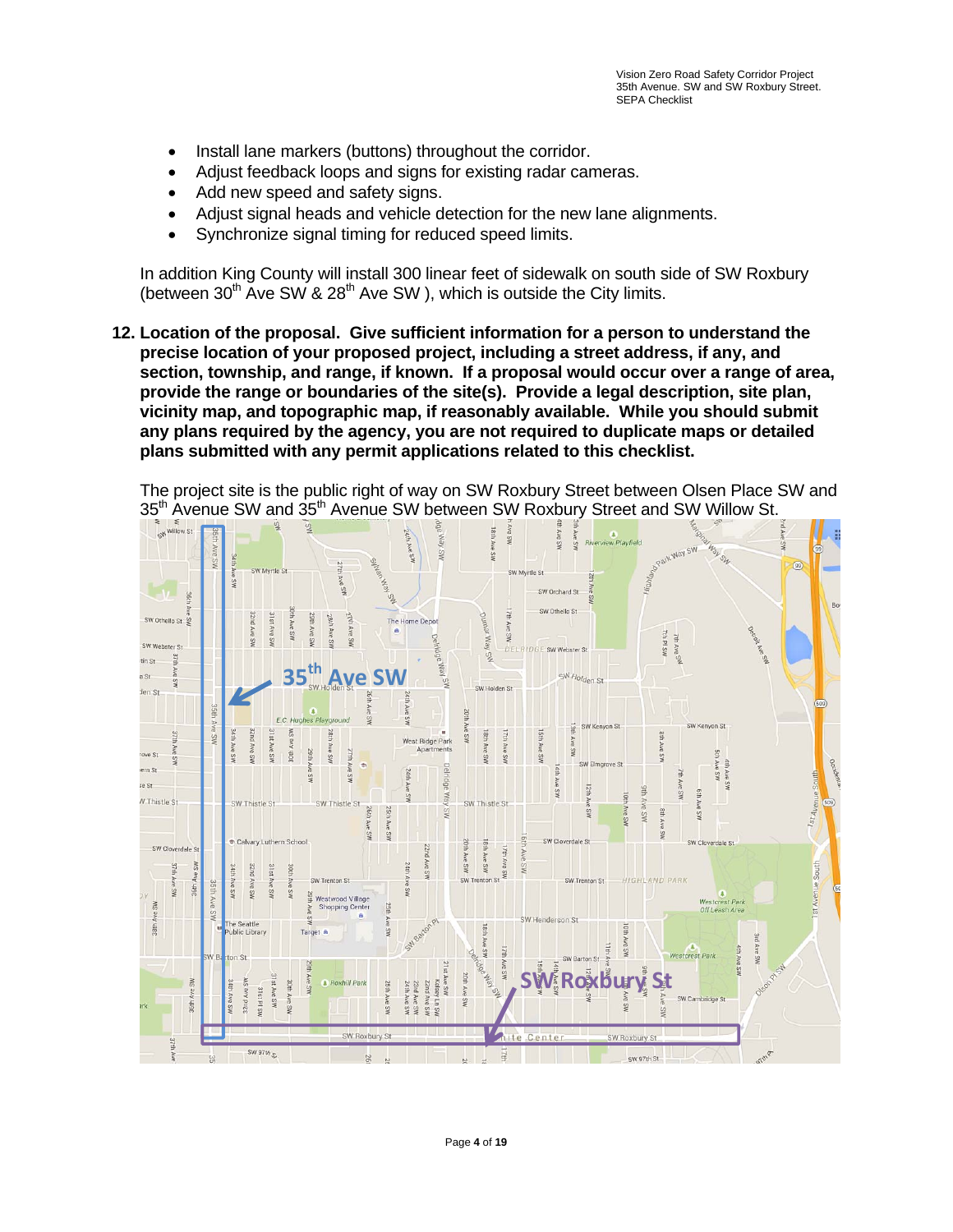- Install lane markers (buttons) throughout the corridor.
- Adjust feedback loops and signs for existing radar cameras.
- Add new speed and safety signs.
- Adjust signal heads and vehicle detection for the new lane alignments.
- Synchronize signal timing for reduced speed limits.

In addition King County will install 300 linear feet of sidewalk on south side of SW Roxbury (between 30th Ave SW & 28th Ave SW ), which is outside the City limits.

**12. Location of the proposal. Give sufficient information for a person to understand the precise location of your proposed project, including a street address, if any, and section, township, and range, if known. If a proposal would occur over a range of area, provide the range or boundaries of the site(s). Provide a legal description, site plan, vicinity map, and topographic map, if reasonably available. While you should submit any plans required by the agency, you are not required to duplicate maps or detailed plans submitted with any permit applications related to this checklist.**

The project site is the public right of way on SW Roxbury Street between Olsen Place SW and 35th Avenue SW and 35th Avenue SW between SW Roxbury Street and SW Willow St.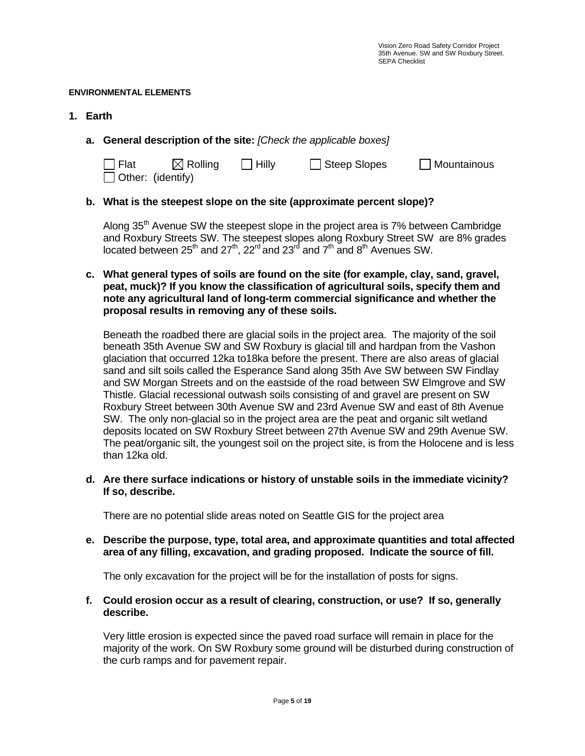**ENVIRONMENTAL ELEMENTS**

## 1. Earth

**a. General description of the site:** *[Check the applicable boxes]*

☐ Flat ☒ Rolling ☐ Hilly ☐ Steep Slopes ☐ Mountainous
☐ Other: (identify)

**b. What is the steepest slope on the site (approximate percent slope)?**

Along 35th Avenue SW the steepest slope in the project area is 7% between Cambridge and Roxbury Streets SW. The steepest slopes along Roxbury Street SW are 8% grades located between 25th and 27th, 22rd and 23rd and 7th and 8th Avenues SW.

**c. What general types of soils are found on the site (for example, clay, sand, gravel, peat, muck)? If you know the classification of agricultural soils, specify them and note any agricultural land of long-term commercial significance and whether the proposal results in removing any of these soils.**

Beneath the roadbed there are glacial soils in the project area. The majority of the soil beneath 35th Avenue SW and SW Roxbury is glacial till and hardpan from the Vashon glaciation that occurred 12ka to18ka before the present. There are also areas of glacial sand and silt soils called the Esperance Sand along 35th Ave SW between SW Findlay and SW Morgan Streets and on the eastside of the road between SW Elmgrove and SW Thistle. Glacial recessional outwash soils consisting of and gravel are present on SW Roxbury Street between 30th Avenue SW and 23rd Avenue SW and east of 8th Avenue SW. The only non-glacial so in the project area are the peat and organic silt wetland deposits located on SW Roxbury Street between 27th Avenue SW and 29th Avenue SW. The peat/organic silt, the youngest soil on the project site, is from the Holocene and is less than 12ka old.

**d. Are there surface indications or history of unstable soils in the immediate vicinity? If so, describe.**

There are no potential slide areas noted on Seattle GIS for the project area

**e. Describe the purpose, type, total area, and approximate quantities and total affected area of any filling, excavation, and grading proposed. Indicate the source of fill.**

The only excavation for the project will be for the installation of posts for signs.

**f. Could erosion occur as a result of clearing, construction, or use? If so, generally describe.**

Very little erosion is expected since the paved road surface will remain in place for the majority of the work. On SW Roxbury some ground will be disturbed during construction of the curb ramps and for pavement repair.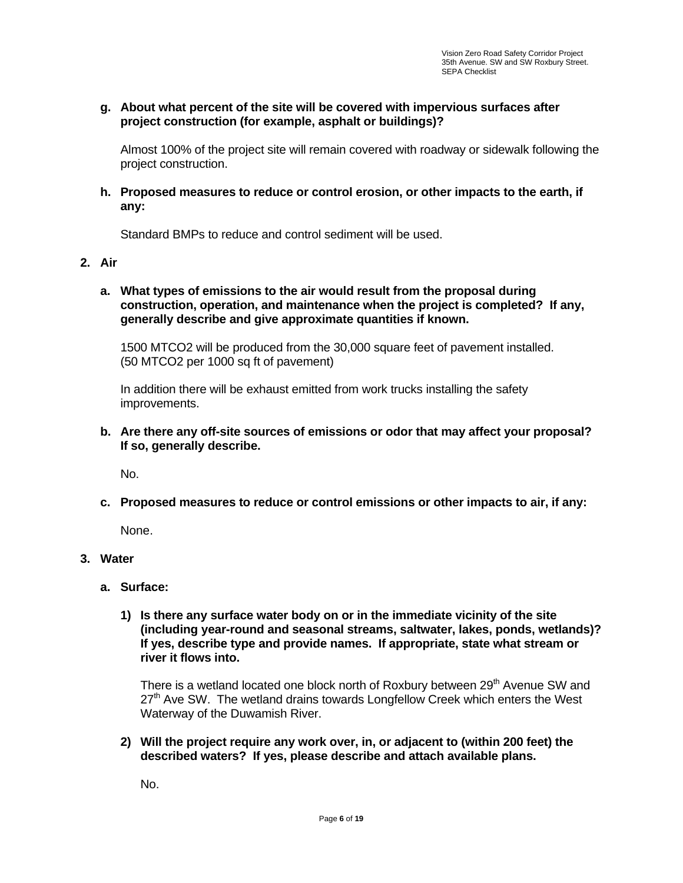**g. About what percent of the site will be covered with impervious surfaces after project construction (for example, asphalt or buildings)?**

Almost 100% of the project site will remain covered with roadway or sidewalk following the project construction.

**h. Proposed measures to reduce or control erosion, or other impacts to the earth, if any:**

Standard BMPs to reduce and control sediment will be used.

**2. Air**

**a. What types of emissions to the air would result from the proposal during construction, operation, and maintenance when the project is completed? If any, generally describe and give approximate quantities if known.**

1500 MTCO2 will be produced from the 30,000 square feet of pavement installed. (50 MTCO2 per 1000 sq ft of pavement)

In addition there will be exhaust emitted from work trucks installing the safety improvements.

**b. Are there any off-site sources of emissions or odor that may affect your proposal? If so, generally describe.**

No.

**c. Proposed measures to reduce or control emissions or other impacts to air, if any:**

None.

**3. Water**

**a. Surface:**

**1) Is there any surface water body on or in the immediate vicinity of the site (including year-round and seasonal streams, saltwater, lakes, ponds, wetlands)? If yes, describe type and provide names. If appropriate, state what stream or river it flows into.**

There is a wetland located one block north of Roxbury between 29th Avenue SW and 27th Ave SW. The wetland drains towards Longfellow Creek which enters the West Waterway of the Duwamish River.

**2) Will the project require any work over, in, or adjacent to (within 200 feet) the described waters? If yes, please describe and attach available plans.**

No.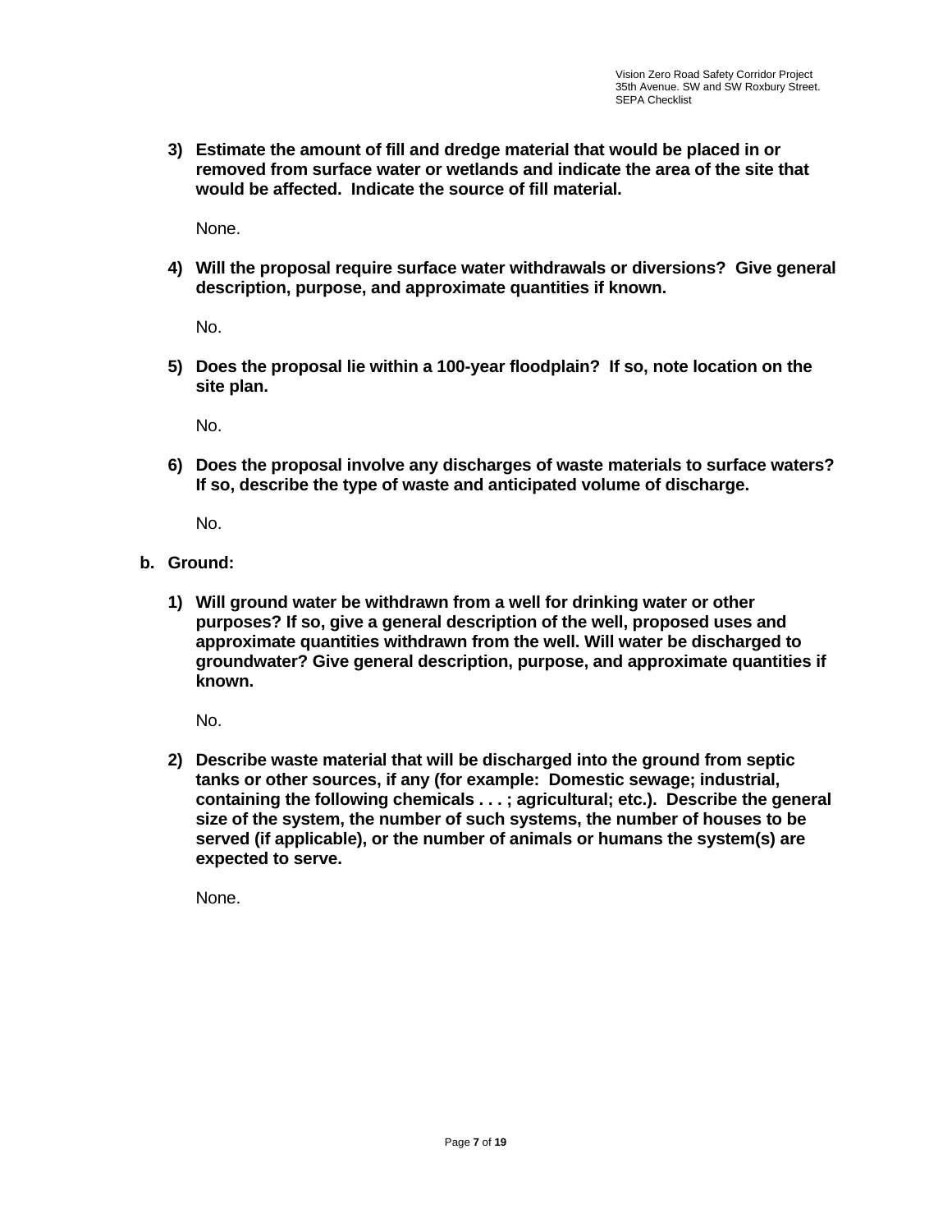3) **Estimate the amount of fill and dredge material that would be placed in or removed from surface water or wetlands and indicate the area of the site that would be affected. Indicate the source of fill material.**

   None.

4) **Will the proposal require surface water withdrawals or diversions? Give general description, purpose, and approximate quantities if known.**

   No.

5) **Does the proposal lie within a 100-year floodplain? If so, note location on the site plan.**

   No.

6) **Does the proposal involve any discharges of waste materials to surface waters? If so, describe the type of waste and anticipated volume of discharge.**

   No.

**b. Ground:**

1) **Will ground water be withdrawn from a well for drinking water or other purposes? If so, give a general description of the well, proposed uses and approximate quantities withdrawn from the well. Will water be discharged to groundwater? Give general description, purpose, and approximate quantities if known.**

   No.

2) **Describe waste material that will be discharged into the ground from septic tanks or other sources, if any (for example: Domestic sewage; industrial, containing the following chemicals . . . ; agricultural; etc.). Describe the general size of the system, the number of such systems, the number of houses to be served (if applicable), or the number of animals or humans the system(s) are expected to serve.**

   None.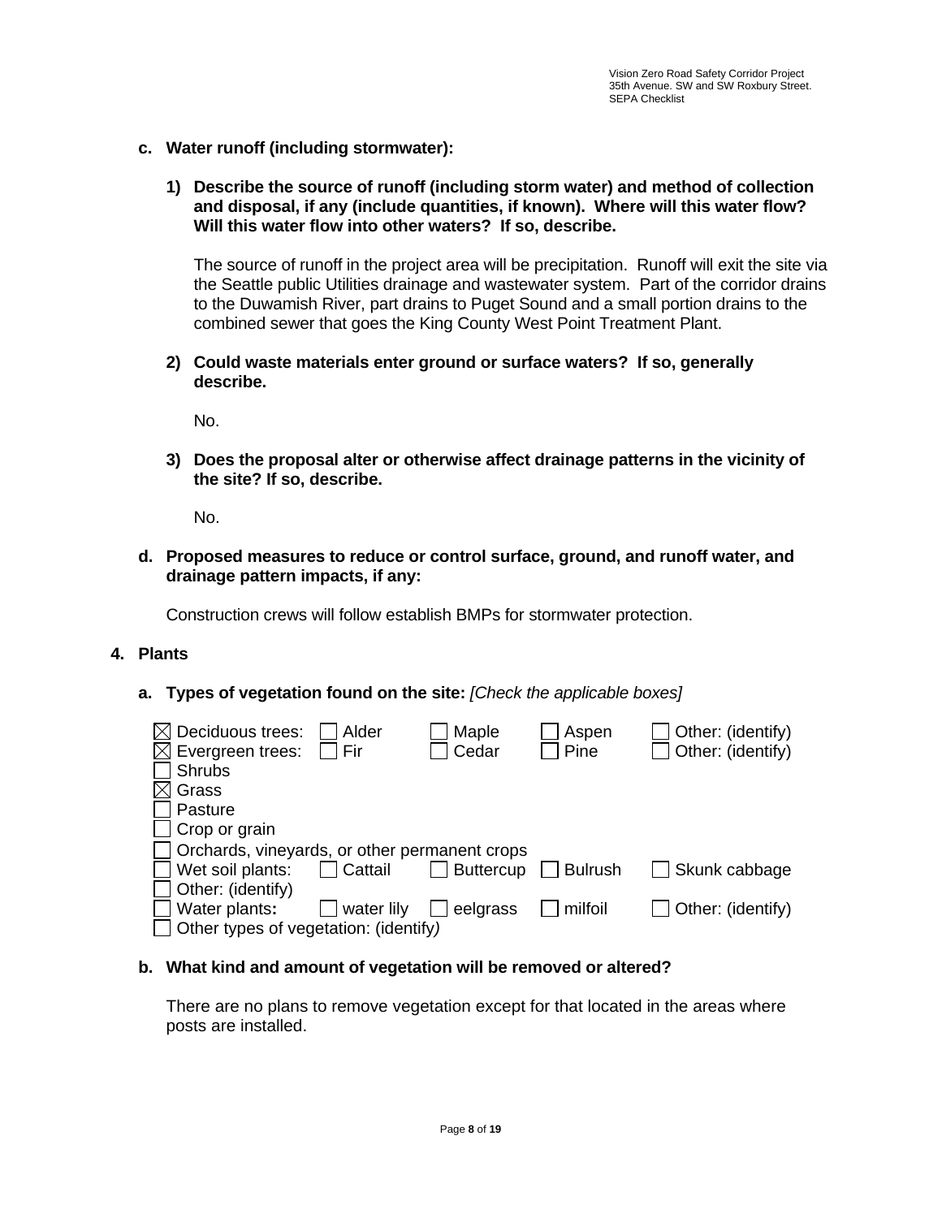**c. Water runoff (including stormwater):**

**1) Describe the source of runoff (including storm water) and method of collection and disposal, if any (include quantities, if known). Where will this water flow? Will this water flow into other waters? If so, describe.**

The source of runoff in the project area will be precipitation. Runoff will exit the site via the Seattle public Utilities drainage and wastewater system. Part of the corridor drains to the Duwamish River, part drains to Puget Sound and a small portion drains to the combined sewer that goes the King County West Point Treatment Plant.

**2) Could waste materials enter ground or surface waters? If so, generally describe.**

No.

**3) Does the proposal alter or otherwise affect drainage patterns in the vicinity of the site? If so, describe.**

No.

**d. Proposed measures to reduce or control surface, ground, and runoff water, and drainage pattern impacts, if any:**

Construction crews will follow establish BMPs for stormwater protection.

## 4. Plants

**a. Types of vegetation found on the site:** *[Check the applicable boxes]*

- ☒ Deciduous trees: ☐ Alder ☐ Maple ☐ Aspen ☐ Other: (identify)
- ☒ Evergreen trees: ☐ Fir ☐ Cedar ☐ Pine ☐ Other: (identify)
- ☐ Shrubs
- ☒ Grass
- ☐ Pasture
- ☐ Crop or grain
- ☐ Orchards, vineyards, or other permanent crops
- ☐ Wet soil plants: ☐ Cattail ☐ Buttercup ☐ Bulrush ☐ Skunk cabbage
- ☐ Other: (identify)
- ☐ Water plants: ☐ water lily ☐ eelgrass ☐ milfoil ☐ Other: (identify)
- ☐ Other types of vegetation: (identify)

**b. What kind and amount of vegetation will be removed or altered?**

There are no plans to remove vegetation except for that located in the areas where posts are installed.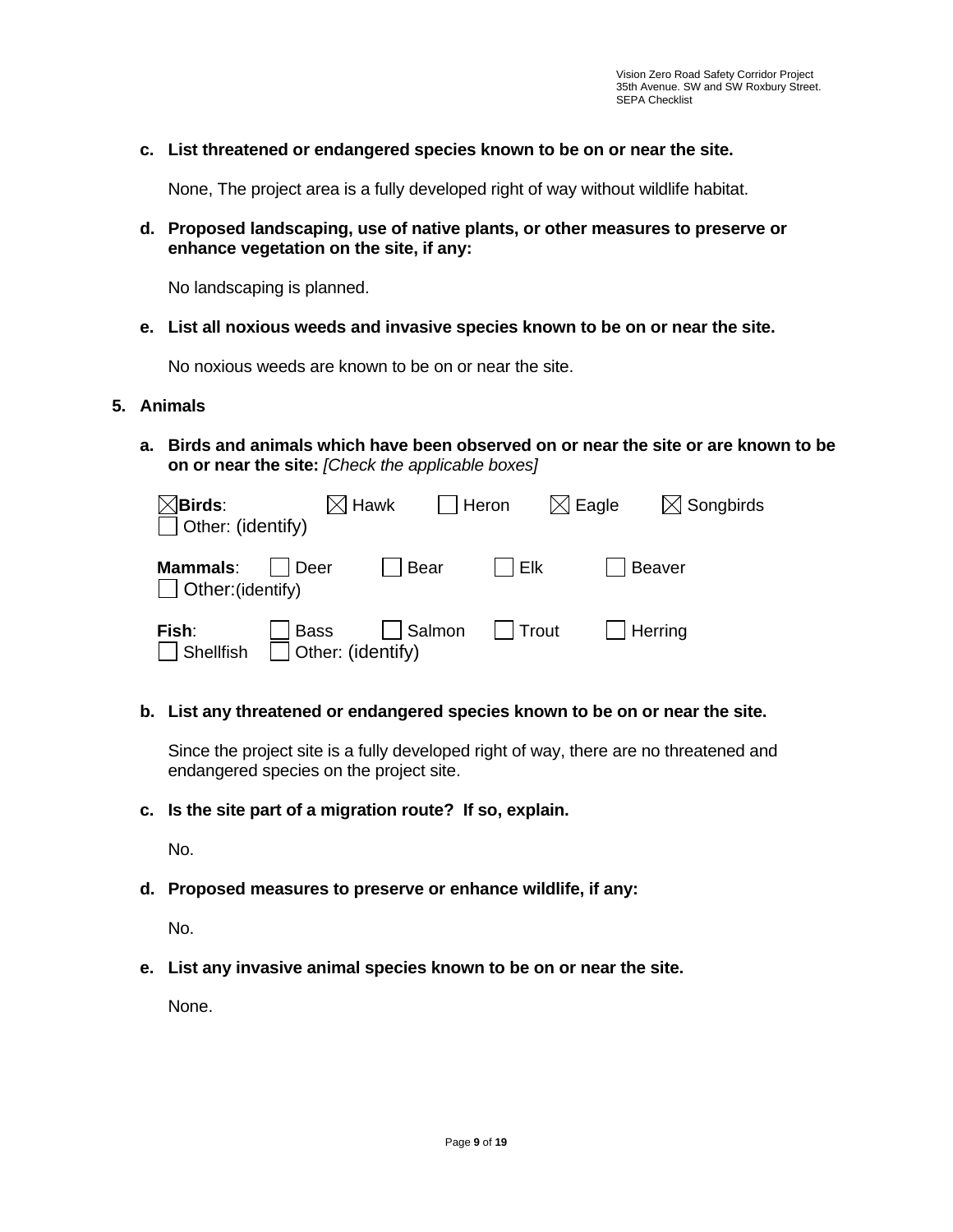**c. List threatened or endangered species known to be on or near the site.**

None, The project area is a fully developed right of way without wildlife habitat.

**d. Proposed landscaping, use of native plants, or other measures to preserve or enhance vegetation on the site, if any:**

No landscaping is planned.

**e. List all noxious weeds and invasive species known to be on or near the site.**

No noxious weeds are known to be on or near the site.

## 5. Animals

**a. Birds and animals which have been observed on or near the site or are known to be on or near the site:** *[Check the applicable boxes]*

☒ **Birds**: ☒ Hawk ☐ Heron ☒ Eagle ☒ Songbirds
☐ Other: (identify)

**Mammals**: ☐ Deer ☐ Bear ☐ Elk ☐ Beaver
☐ Other:(identify)

**Fish**: ☐ Bass ☐ Salmon ☐ Trout ☐ Herring
☐ Shellfish ☐ Other: (identify)

**b. List any threatened or endangered species known to be on or near the site.**

Since the project site is a fully developed right of way, there are no threatened and endangered species on the project site.

**c. Is the site part of a migration route? If so, explain.**

No.

**d. Proposed measures to preserve or enhance wildlife, if any:**

No.

**e. List any invasive animal species known to be on or near the site.**

None.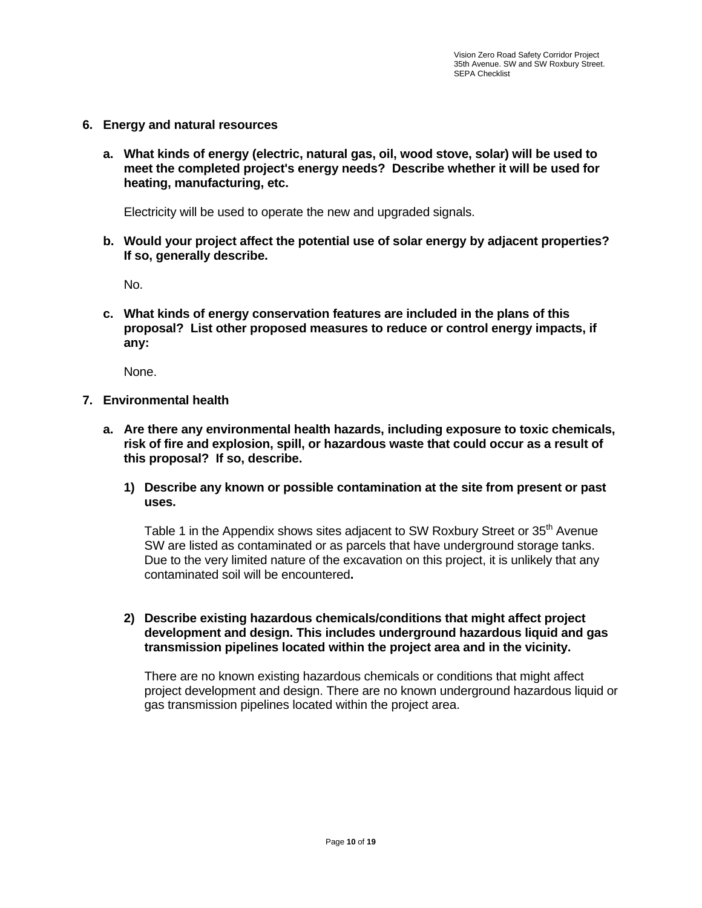6. **Energy and natural resources**

   a. **What kinds of energy (electric, natural gas, oil, wood stove, solar) will be used to meet the completed project's energy needs? Describe whether it will be used for heating, manufacturing, etc.**

      Electricity will be used to operate the new and upgraded signals.

   b. **Would your project affect the potential use of solar energy by adjacent properties? If so, generally describe.**

      No.

   c. **What kinds of energy conservation features are included in the plans of this proposal? List other proposed measures to reduce or control energy impacts, if any:**

      None.

7. **Environmental health**

   a. **Are there any environmental health hazards, including exposure to toxic chemicals, risk of fire and explosion, spill, or hazardous waste that could occur as a result of this proposal? If so, describe.**

      1) **Describe any known or possible contamination at the site from present or past uses.**

         Table 1 in the Appendix shows sites adjacent to SW Roxbury Street or 35th Avenue SW are listed as contaminated or as parcels that have underground storage tanks. Due to the very limited nature of the excavation on this project, it is unlikely that any contaminated soil will be encountered**.**

      2) **Describe existing hazardous chemicals/conditions that might affect project development and design. This includes underground hazardous liquid and gas transmission pipelines located within the project area and in the vicinity.**

         There are no known existing hazardous chemicals or conditions that might affect project development and design. There are no known underground hazardous liquid or gas transmission pipelines located within the project area.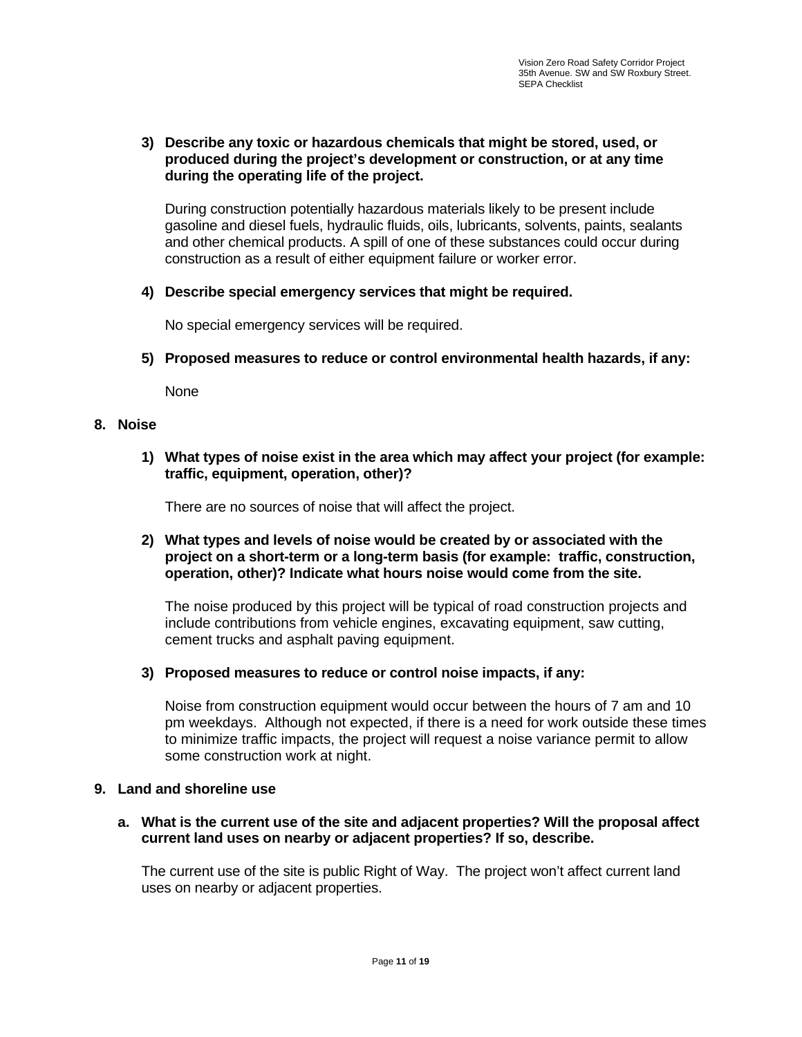3) **Describe any toxic or hazardous chemicals that might be stored, used, or produced during the project's development or construction, or at any time during the operating life of the project.**

   During construction potentially hazardous materials likely to be present include gasoline and diesel fuels, hydraulic fluids, oils, lubricants, solvents, paints, sealants and other chemical products. A spill of one of these substances could occur during construction as a result of either equipment failure or worker error.

4) **Describe special emergency services that might be required.**

   No special emergency services will be required.

5) **Proposed measures to reduce or control environmental health hazards, if any:**

   None

## 8. Noise

1) **What types of noise exist in the area which may affect your project (for example: traffic, equipment, operation, other)?**

   There are no sources of noise that will affect the project.

2) **What types and levels of noise would be created by or associated with the project on a short-term or a long-term basis (for example: traffic, construction, operation, other)? Indicate what hours noise would come from the site.**

   The noise produced by this project will be typical of road construction projects and include contributions from vehicle engines, excavating equipment, saw cutting, cement trucks and asphalt paving equipment.

3) **Proposed measures to reduce or control noise impacts, if any:**

   Noise from construction equipment would occur between the hours of 7 am and 10 pm weekdays. Although not expected, if there is a need for work outside these times to minimize traffic impacts, the project will request a noise variance permit to allow some construction work at night.

## 9. Land and shoreline use

a. **What is the current use of the site and adjacent properties? Will the proposal affect current land uses on nearby or adjacent properties? If so, describe.**

   The current use of the site is public Right of Way. The project won't affect current land uses on nearby or adjacent properties.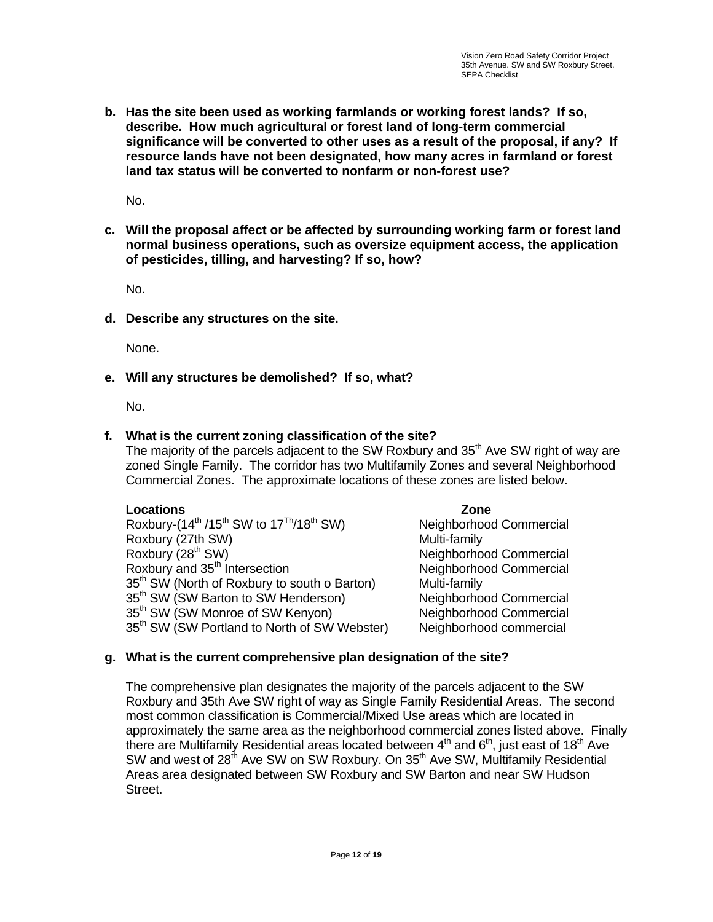**b. Has the site been used as working farmlands or working forest lands? If so, describe. How much agricultural or forest land of long-term commercial significance will be converted to other uses as a result of the proposal, if any? If resource lands have not been designated, how many acres in farmland or forest land tax status will be converted to nonfarm or non-forest use?**

No.

**c. Will the proposal affect or be affected by surrounding working farm or forest land normal business operations, such as oversize equipment access, the application of pesticides, tilling, and harvesting? If so, how?**

No.

**d. Describe any structures on the site.**

None.

**e. Will any structures be demolished? If so, what?**

No.

**f. What is the current zoning classification of the site?**

The majority of the parcels adjacent to the SW Roxbury and 35th Ave SW right of way are zoned Single Family. The corridor has two Multifamily Zones and several Neighborhood Commercial Zones. The approximate locations of these zones are listed below.

| Locations | Zone |
|---|---|
| Roxbury-(14th /15th SW to 17Th/18th SW) | Neighborhood Commercial |
| Roxbury (27th SW) | Multi-family |
| Roxbury (28th SW) | Neighborhood Commercial |
| Roxbury and 35th Intersection | Neighborhood Commercial |
| 35th SW (North of Roxbury to south o Barton) | Multi-family |
| 35th SW (SW Barton to SW Henderson) | Neighborhood Commercial |
| 35th SW (SW Monroe of SW Kenyon) | Neighborhood Commercial |
| 35th SW (SW Portland to North of SW Webster) | Neighborhood commercial |

**g. What is the current comprehensive plan designation of the site?**

The comprehensive plan designates the majority of the parcels adjacent to the SW Roxbury and 35th Ave SW right of way as Single Family Residential Areas. The second most common classification is Commercial/Mixed Use areas which are located in approximately the same area as the neighborhood commercial zones listed above. Finally there are Multifamily Residential areas located between 4th and 6th, just east of 18th Ave SW and west of 28th Ave SW on SW Roxbury. On 35th Ave SW, Multifamily Residential Areas area designated between SW Roxbury and SW Barton and near SW Hudson Street.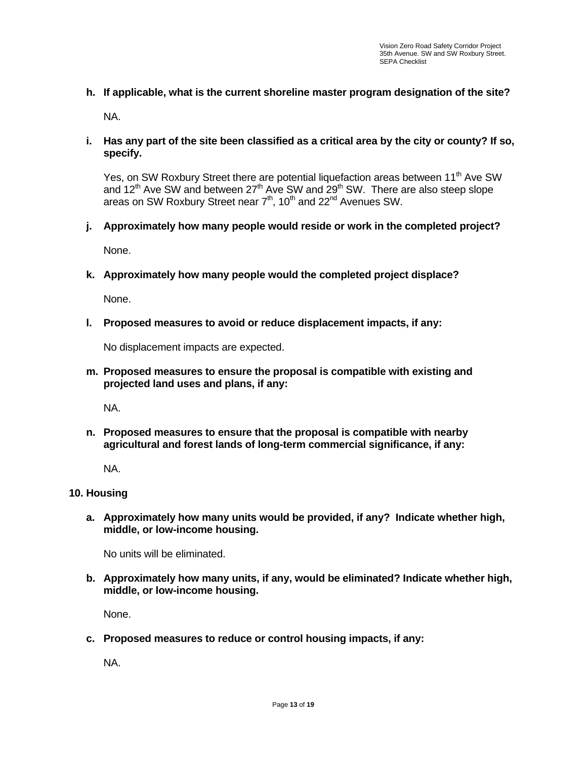**h. If applicable, what is the current shoreline master program designation of the site?**

NA.

**i. Has any part of the site been classified as a critical area by the city or county? If so, specify.**

Yes, on SW Roxbury Street there are potential liquefaction areas between 11th Ave SW and 12th Ave SW and between 27th Ave SW and 29th SW. There are also steep slope areas on SW Roxbury Street near 7th, 10th and 22nd Avenues SW.

**j. Approximately how many people would reside or work in the completed project?**

None.

**k. Approximately how many people would the completed project displace?**

None.

**l. Proposed measures to avoid or reduce displacement impacts, if any:**

No displacement impacts are expected.

**m. Proposed measures to ensure the proposal is compatible with existing and projected land uses and plans, if any:**

NA.

**n. Proposed measures to ensure that the proposal is compatible with nearby agricultural and forest lands of long-term commercial significance, if any:**

NA.

## 10. Housing

**a. Approximately how many units would be provided, if any? Indicate whether high, middle, or low-income housing.**

No units will be eliminated.

**b. Approximately how many units, if any, would be eliminated? Indicate whether high, middle, or low-income housing.**

None.

**c. Proposed measures to reduce or control housing impacts, if any:**

NA.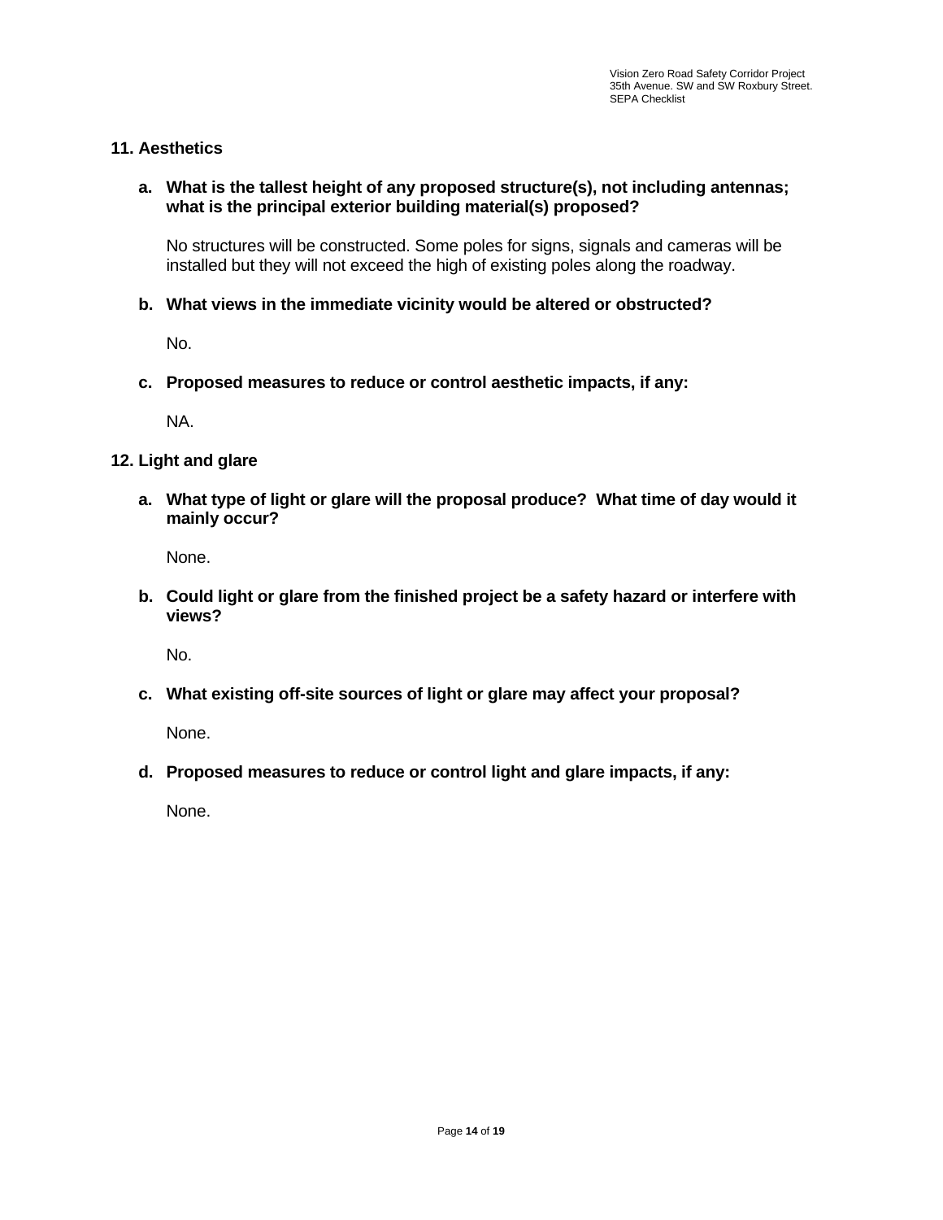## 11. Aesthetics

**a. What is the tallest height of any proposed structure(s), not including antennas; what is the principal exterior building material(s) proposed?**

No structures will be constructed. Some poles for signs, signals and cameras will be installed but they will not exceed the high of existing poles along the roadway.

**b. What views in the immediate vicinity would be altered or obstructed?**

No.

**c. Proposed measures to reduce or control aesthetic impacts, if any:**

NA.

## 12. Light and glare

**a. What type of light or glare will the proposal produce? What time of day would it mainly occur?**

None.

**b. Could light or glare from the finished project be a safety hazard or interfere with views?**

No.

**c. What existing off-site sources of light or glare may affect your proposal?**

None.

**d. Proposed measures to reduce or control light and glare impacts, if any:**

None.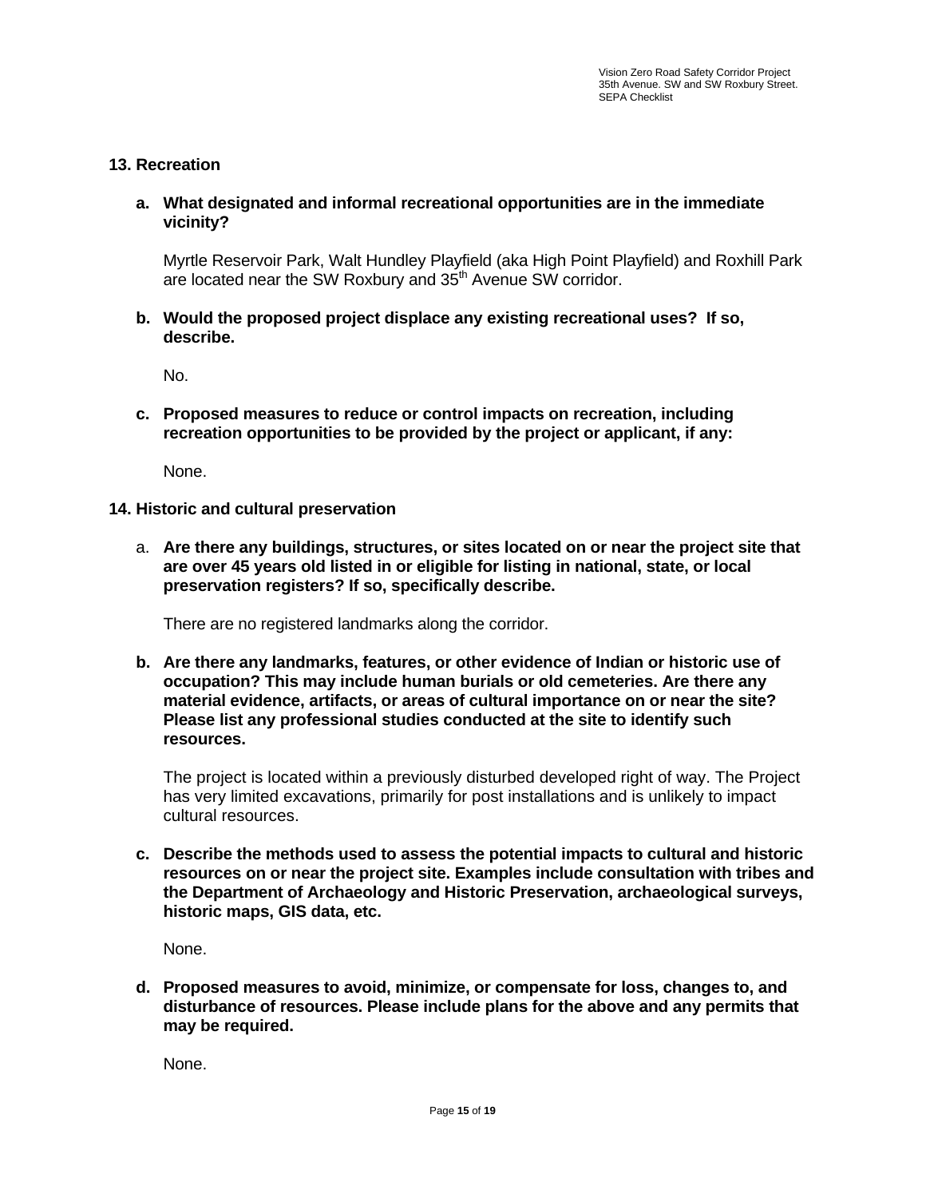## 13. Recreation

**a. What designated and informal recreational opportunities are in the immediate vicinity?**

Myrtle Reservoir Park, Walt Hundley Playfield (aka High Point Playfield) and Roxhill Park are located near the SW Roxbury and 35th Avenue SW corridor.

**b. Would the proposed project displace any existing recreational uses? If so, describe.**

No.

**c. Proposed measures to reduce or control impacts on recreation, including recreation opportunities to be provided by the project or applicant, if any:**

None.

## 14. Historic and cultural preservation

a. **Are there any buildings, structures, or sites located on or near the project site that are over 45 years old listed in or eligible for listing in national, state, or local preservation registers? If so, specifically describe.**

There are no registered landmarks along the corridor.

**b. Are there any landmarks, features, or other evidence of Indian or historic use of occupation? This may include human burials or old cemeteries. Are there any material evidence, artifacts, or areas of cultural importance on or near the site? Please list any professional studies conducted at the site to identify such resources.**

The project is located within a previously disturbed developed right of way. The Project has very limited excavations, primarily for post installations and is unlikely to impact cultural resources.

**c. Describe the methods used to assess the potential impacts to cultural and historic resources on or near the project site. Examples include consultation with tribes and the Department of Archaeology and Historic Preservation, archaeological surveys, historic maps, GIS data, etc.**

None.

**d. Proposed measures to avoid, minimize, or compensate for loss, changes to, and disturbance of resources. Please include plans for the above and any permits that may be required.**

None.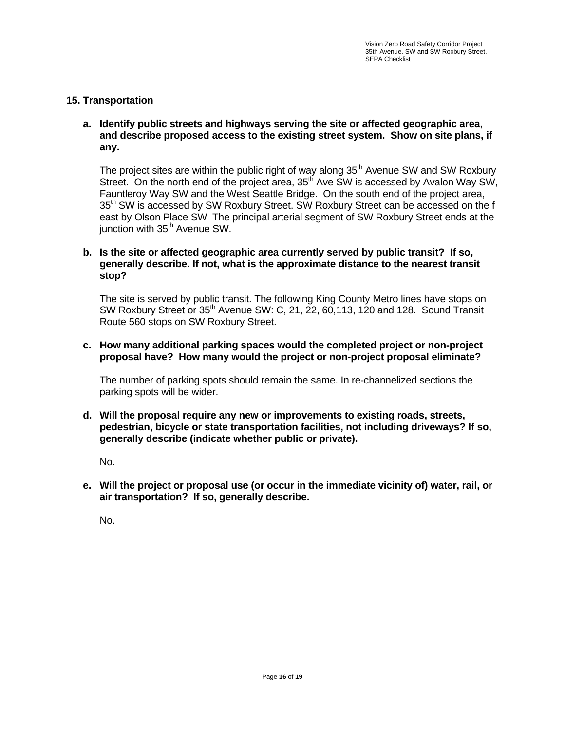## 15. Transportation

**a. Identify public streets and highways serving the site or affected geographic area, and describe proposed access to the existing street system. Show on site plans, if any.**

The project sites are within the public right of way along 35th Avenue SW and SW Roxbury Street. On the north end of the project area, 35th Ave SW is accessed by Avalon Way SW, Fauntleroy Way SW and the West Seattle Bridge. On the south end of the project area, 35th SW is accessed by SW Roxbury Street. SW Roxbury Street can be accessed on the f east by Olson Place SW The principal arterial segment of SW Roxbury Street ends at the junction with 35th Avenue SW.

**b. Is the site or affected geographic area currently served by public transit? If so, generally describe. If not, what is the approximate distance to the nearest transit stop?**

The site is served by public transit. The following King County Metro lines have stops on SW Roxbury Street or 35th Avenue SW: C, 21, 22, 60,113, 120 and 128. Sound Transit Route 560 stops on SW Roxbury Street.

**c. How many additional parking spaces would the completed project or non-project proposal have? How many would the project or non-project proposal eliminate?**

The number of parking spots should remain the same. In re-channelized sections the parking spots will be wider.

**d. Will the proposal require any new or improvements to existing roads, streets, pedestrian, bicycle or state transportation facilities, not including driveways? If so, generally describe (indicate whether public or private).**

No.

**e. Will the project or proposal use (or occur in the immediate vicinity of) water, rail, or air transportation? If so, generally describe.**

No.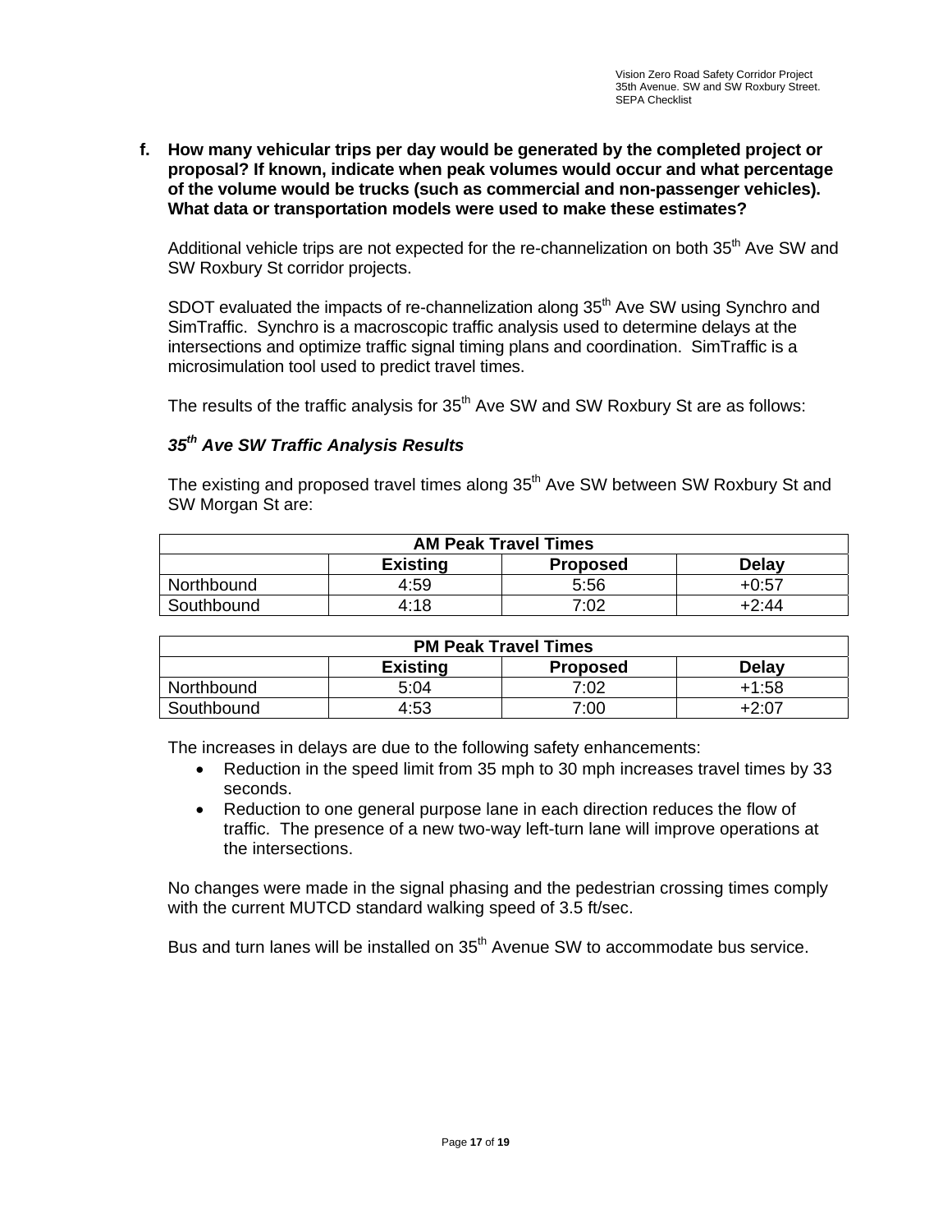**f. How many vehicular trips per day would be generated by the completed project or proposal? If known, indicate when peak volumes would occur and what percentage of the volume would be trucks (such as commercial and non-passenger vehicles). What data or transportation models were used to make these estimates?**

Additional vehicle trips are not expected for the re-channelization on both 35th Ave SW and SW Roxbury St corridor projects.

SDOT evaluated the impacts of re-channelization along 35th Ave SW using Synchro and SimTraffic. Synchro is a macroscopic traffic analysis used to determine delays at the intersections and optimize traffic signal timing plans and coordination. SimTraffic is a microsimulation tool used to predict travel times.

The results of the traffic analysis for 35th Ave SW and SW Roxbury St are as follows:

***35th Ave SW Traffic Analysis Results***

The existing and proposed travel times along 35th Ave SW between SW Roxbury St and SW Morgan St are:

| AM Peak Travel Times | | | |
|---|---|---|---|
| | **Existing** | **Proposed** | **Delay** |
| Northbound | 4:59 | 5:56 | +0:57 |
| Southbound | 4:18 | 7:02 | +2:44 |

| PM Peak Travel Times | | | |
|---|---|---|---|
| | **Existing** | **Proposed** | **Delay** |
| Northbound | 5:04 | 7:02 | +1:58 |
| Southbound | 4:53 | 7:00 | +2:07 |

The increases in delays are due to the following safety enhancements:

- Reduction in the speed limit from 35 mph to 30 mph increases travel times by 33 seconds.
- Reduction to one general purpose lane in each direction reduces the flow of traffic. The presence of a new two-way left-turn lane will improve operations at the intersections.

No changes were made in the signal phasing and the pedestrian crossing times comply with the current MUTCD standard walking speed of 3.5 ft/sec.

Bus and turn lanes will be installed on 35th Avenue SW to accommodate bus service.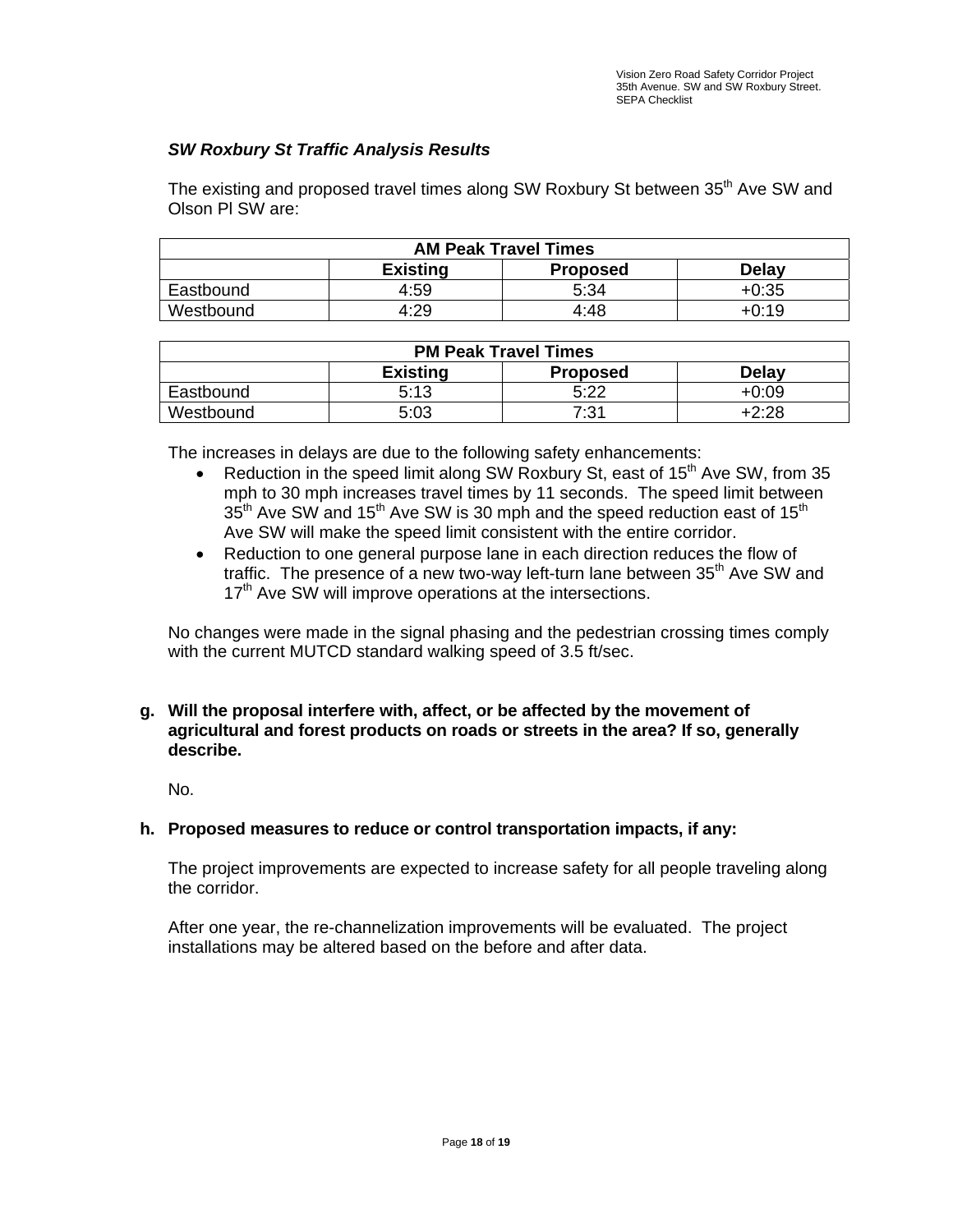### *SW Roxbury St Traffic Analysis Results*

The existing and proposed travel times along SW Roxbury St between 35th Ave SW and Olson Pl SW are:

| AM Peak Travel Times | | | |
|---|---|---|---|
| | **Existing** | **Proposed** | **Delay** |
| Eastbound | 4:59 | 5:34 | +0:35 |
| Westbound | 4:29 | 4:48 | +0:19 |

| PM Peak Travel Times | | | |
|---|---|---|---|
| | **Existing** | **Proposed** | **Delay** |
| Eastbound | 5:13 | 5:22 | +0:09 |
| Westbound | 5:03 | 7:31 | +2:28 |

The increases in delays are due to the following safety enhancements:

- Reduction in the speed limit along SW Roxbury St, east of 15th Ave SW, from 35 mph to 30 mph increases travel times by 11 seconds. The speed limit between 35th Ave SW and 15th Ave SW is 30 mph and the speed reduction east of 15th Ave SW will make the speed limit consistent with the entire corridor.
- Reduction to one general purpose lane in each direction reduces the flow of traffic. The presence of a new two-way left-turn lane between 35th Ave SW and 17th Ave SW will improve operations at the intersections.

No changes were made in the signal phasing and the pedestrian crossing times comply with the current MUTCD standard walking speed of 3.5 ft/sec.

**g. Will the proposal interfere with, affect, or be affected by the movement of agricultural and forest products on roads or streets in the area? If so, generally describe.**

No.

**h. Proposed measures to reduce or control transportation impacts, if any:**

The project improvements are expected to increase safety for all people traveling along the corridor.

After one year, the re-channelization improvements will be evaluated. The project installations may be altered based on the before and after data.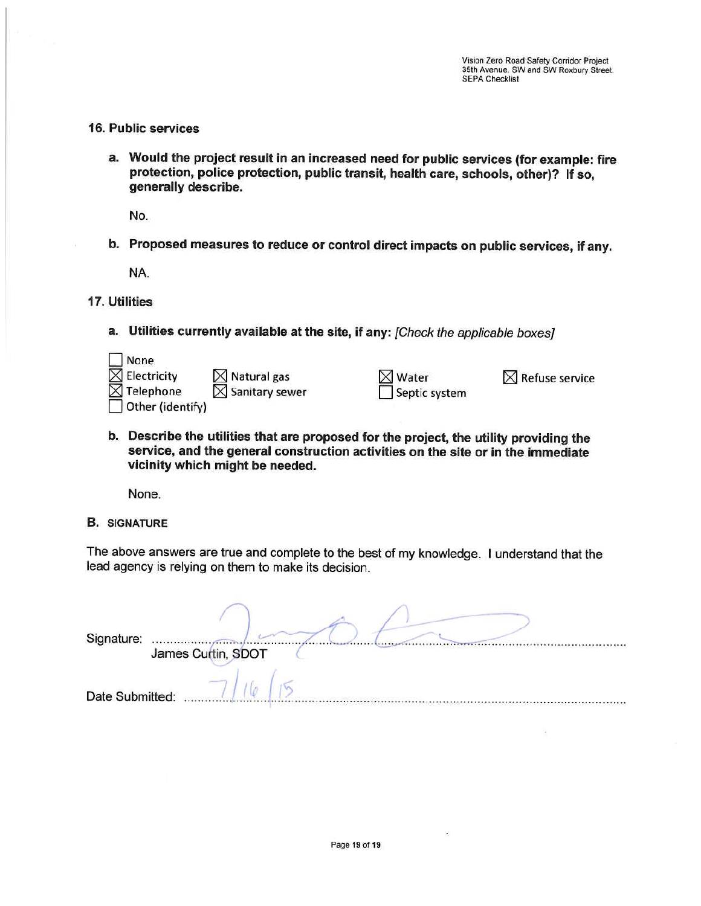## 16. Public services

**a. Would the project result in an increased need for public services (for example: fire protection, police protection, public transit, health care, schools, other)? If so, generally describe.**

No.

**b. Proposed measures to reduce or control direct impacts on public services, if any.**

NA.

## 17. Utilities

**a. Utilities currently available at the site, if any:** *[Check the applicable boxes]*

- ☐ None
- ☒ Electricity
- ☒ Telephone
- ☐ Other (identify)
- ☒ Natural gas
- ☒ Sanitary sewer
- ☒ Water
- ☐ Septic system
- ☒ Refuse service

**b. Describe the utilities that are proposed for the project, the utility providing the service, and the general construction activities on the site or in the immediate vicinity which might be needed.**

None.

## B. SIGNATURE

The above answers are true and complete to the best of my knowledge. I understand that the lead agency is relying on them to make its decision.

Signature: ..........[signature]..........
James Curtin, SDOT

Date Submitted: ..........7/16/15..........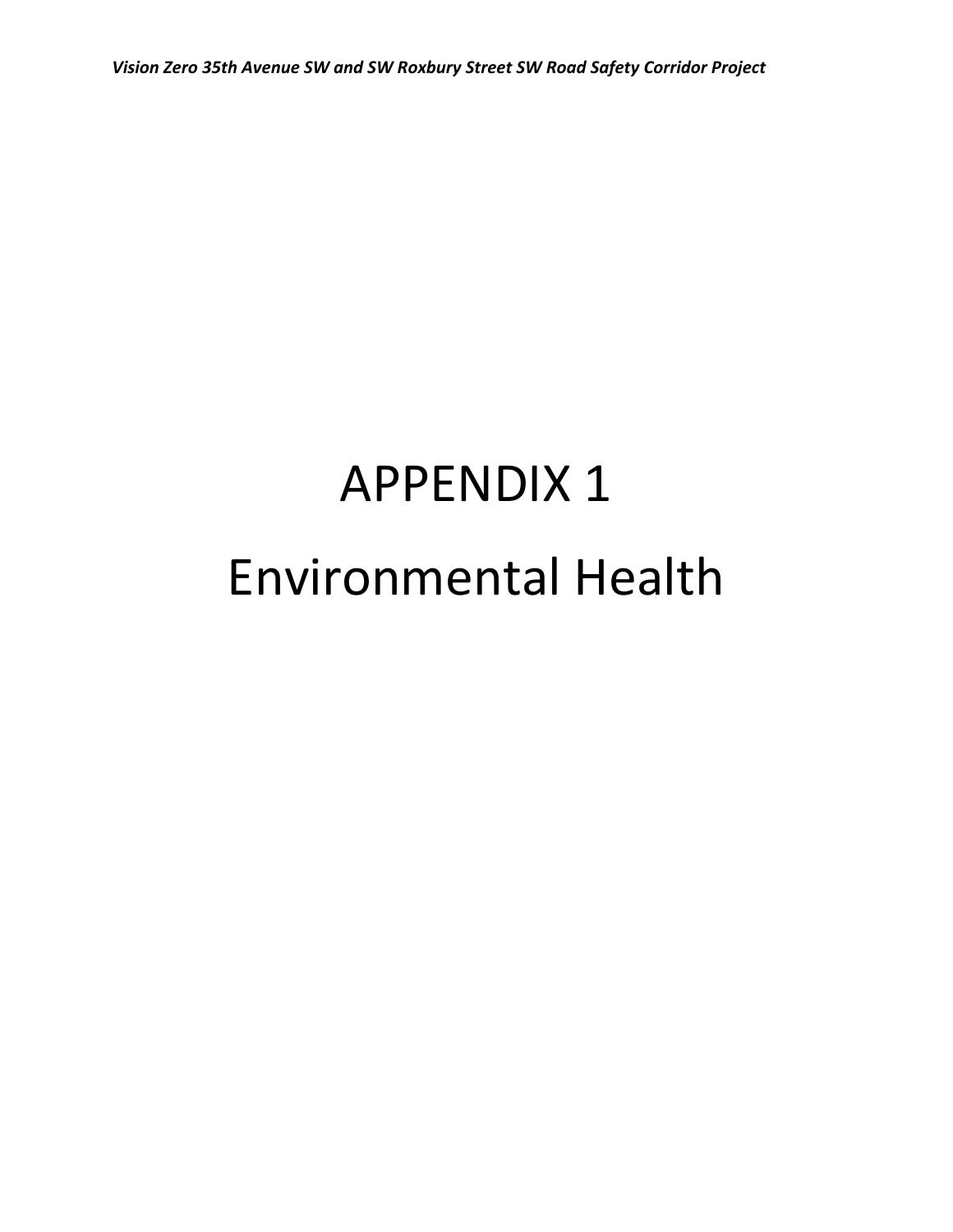# APPENDIX 1

# Environmental Health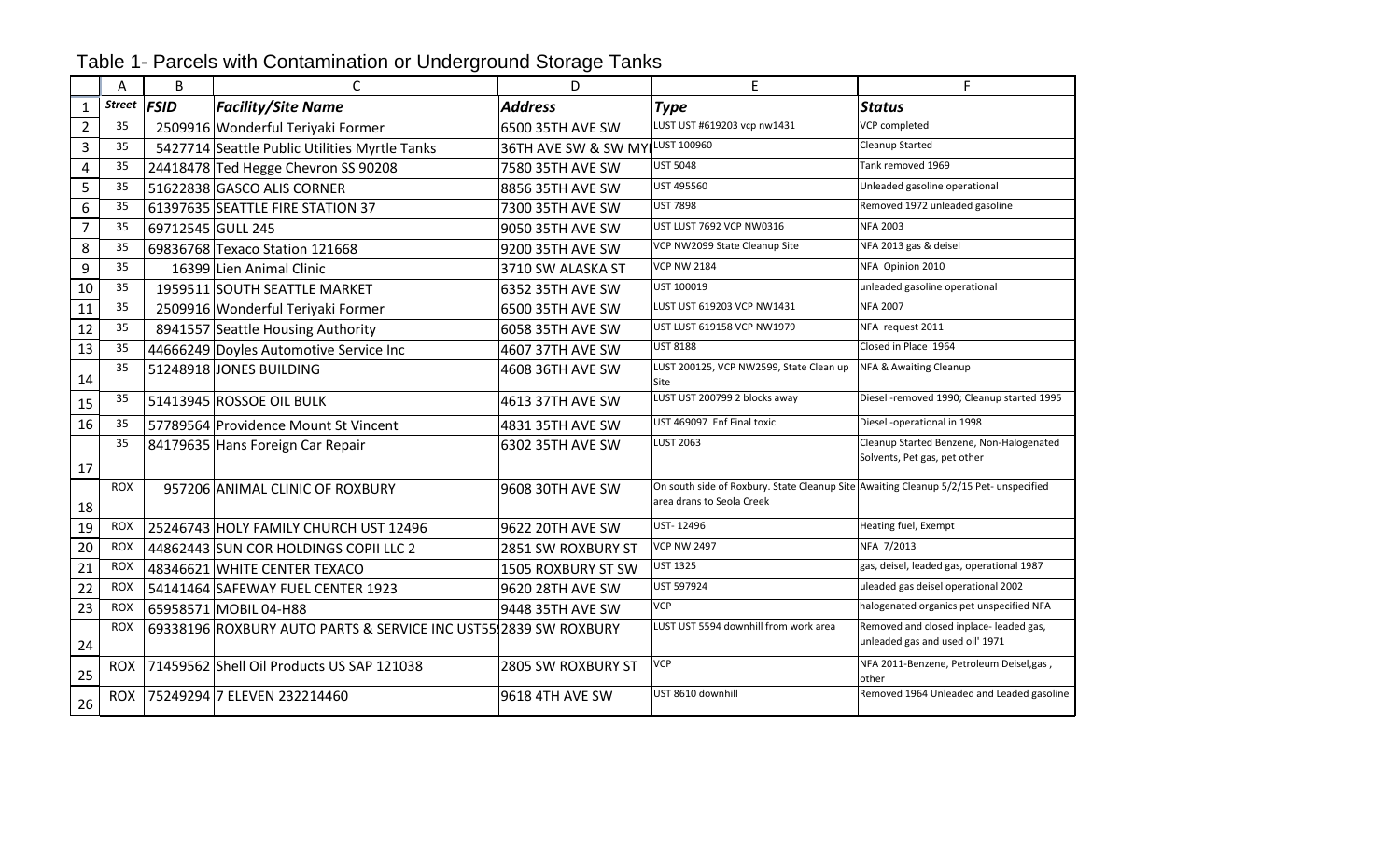# Table 1- Parcels with Contamination or Underground Storage Tanks

| | A | B | C | D | E | F |
|---|---|---|---|---|---|---|
| 1 | ***Street*** | ***FSID*** | ***Facility/Site Name*** | ***Address*** | ***Type*** | ***Status*** |
| 2 | 35 | 2509916 | Wonderful Teriyaki Former | 6500 35TH AVE SW | LUST UST #619203 vcp nw1431 | VCP completed |
| 3 | 35 | 5427714 | Seattle Public Utilities Myrtle Tanks | 36TH AVE SW & SW MYI | LUST 100960 | Cleanup Started |
| 4 | 35 | 24418478 | Ted Hegge Chevron SS 90208 | 7580 35TH AVE SW | UST 5048 | Tank removed 1969 |
| 5 | 35 | 51622838 | GASCO ALIS CORNER | 8856 35TH AVE SW | UST 495560 | Unleaded gasoline operational |
| 6 | 35 | 61397635 | SEATTLE FIRE STATION 37 | 7300 35TH AVE SW | UST 7898 | Removed 1972 unleaded gasoline |
| 7 | 35 | 69712545 | GULL 245 | 9050 35TH AVE SW | UST LUST 7692 VCP NW0316 | NFA 2003 |
| 8 | 35 | 69836768 | Texaco Station 121668 | 9200 35TH AVE SW | VCP NW2099 State Cleanup Site | NFA 2013 gas & deisel |
| 9 | 35 | 16399 | Lien Animal Clinic | 3710 SW ALASKA ST | VCP NW 2184 | NFA Opinion 2010 |
| 10 | 35 | 1959511 | SOUTH SEATTLE MARKET | 6352 35TH AVE SW | UST 100019 | unleaded gasoline operational |
| 11 | 35 | 2509916 | Wonderful Teriyaki Former | 6500 35TH AVE SW | LUST UST 619203 VCP NW1431 | NFA 2007 |
| 12 | 35 | 8941557 | Seattle Housing Authority | 6058 35TH AVE SW | UST LUST 619158 VCP NW1979 | NFA request 2011 |
| 13 | 35 | 44666249 | Doyles Automotive Service Inc | 4607 37TH AVE SW | UST 8188 | Closed in Place 1964 |
| 14 | 35 | 51248918 | JONES BUILDING | 4608 36TH AVE SW | LUST 200125, VCP NW2599, State Clean up Site | NFA & Awaiting Cleanup |
| 15 | 35 | 51413945 | ROSSOE OIL BULK | 4613 37TH AVE SW | LUST UST 200799 2 blocks away | Diesel -removed 1990; Cleanup started 1995 |
| 16 | 35 | 57789564 | Providence Mount St Vincent | 4831 35TH AVE SW | UST 469097 Enf Final toxic | Diesel -operational in 1998 |
| 17 | 35 | 84179635 | Hans Foreign Car Repair | 6302 35TH AVE SW | LUST 2063 | Cleanup Started Benzene, Non-Halogenated Solvents, Pet gas, pet other |
| 18 | ROX | 957206 | ANIMAL CLINIC OF ROXBURY | 9608 30TH AVE SW | On south side of Roxbury. State Cleanup Site area drans to Seola Creek | Awaiting Cleanup 5/2/15 Pet- unspecified |
| 19 | ROX | 25246743 | HOLY FAMILY CHURCH UST 12496 | 9622 20TH AVE SW | UST- 12496 | Heating fuel, Exempt |
| 20 | ROX | 44862443 | SUN COR HOLDINGS COPII LLC 2 | 2851 SW ROXBURY ST | VCP NW 2497 | NFA 7/2013 |
| 21 | ROX | 48346621 | WHITE CENTER TEXACO | 1505 ROXBURY ST SW | UST 1325 | gas, deisel, leaded gas, operational 1987 |
| 22 | ROX | 54141464 | SAFEWAY FUEL CENTER 1923 | 9620 28TH AVE SW | UST 597924 | uleaded gas deisel operational 2002 |
| 23 | ROX | 65958571 | MOBIL 04-H88 | 9448 35TH AVE SW | VCP | halogenated organics pet unspecified NFA |
| 24 | ROX | 69338196 | ROXBURY AUTO PARTS & SERVICE INC UST55 | 2839 SW ROXBURY | LUST UST 5594 downhill from work area | Removed and closed inplace- leaded gas, unleaded gas and used oil' 1971 |
| 25 | ROX | 71459562 | Shell Oil Products US SAP 121038 | 2805 SW ROXBURY ST | VCP | NFA 2011-Benzene, Petroleum Deisel,gas , other |
| 26 | ROX | 75249294 | 7 ELEVEN 232214460 | 9618 4TH AVE SW | UST 8610 downhill | Removed 1964 Unleaded and Leaded gasoline |